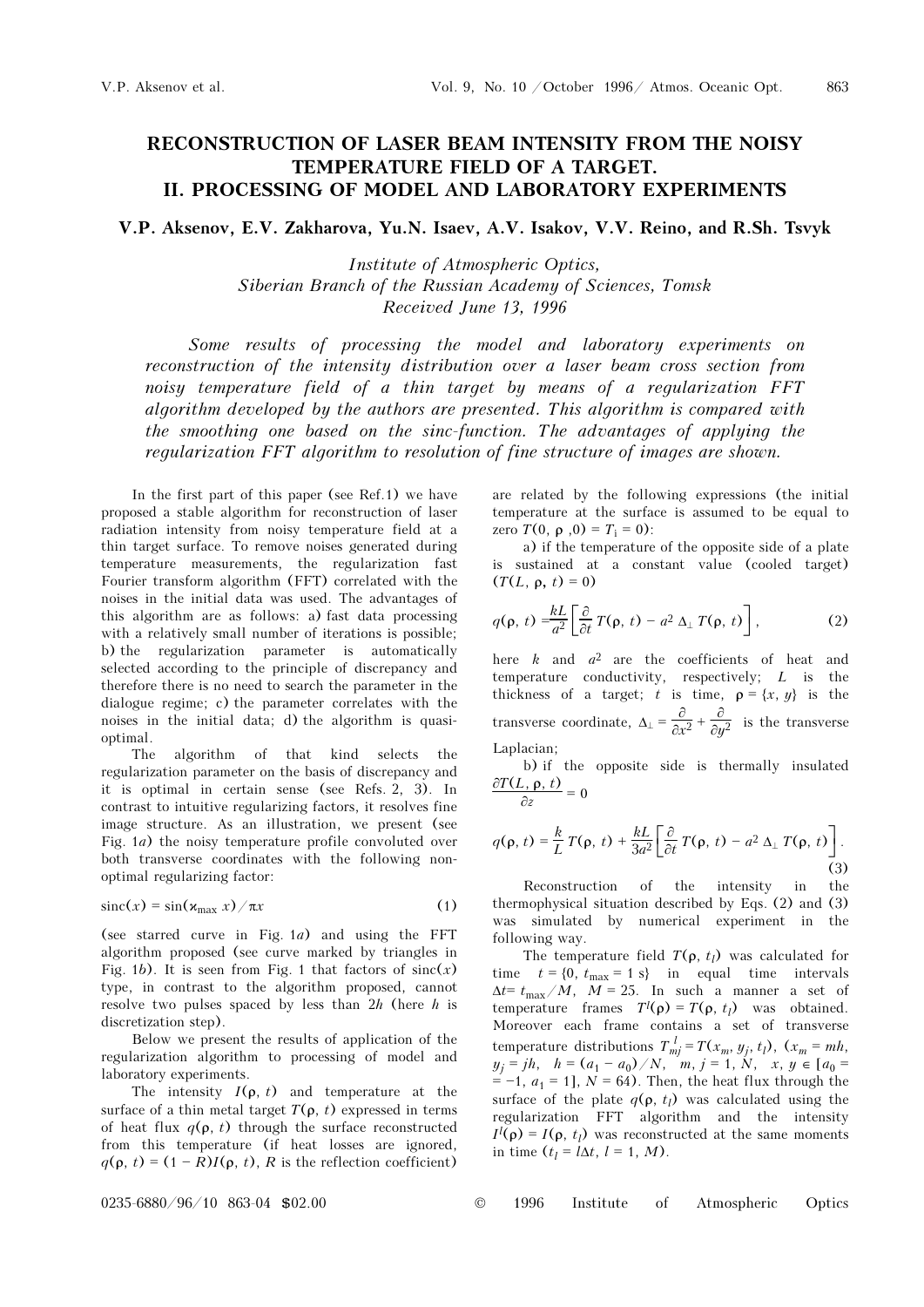# RECONSTRUCTION OF LASER BEAM INTENSITY FROM THE NOISY TEMPERATURE FIELD OF A TARGET. II. PROCESSING OF MODEL AND LABORATORY EXPERIMENTS

**V.P. Aksenov, E.V. Zakharova, Yu.N. Isaev, A.V. Isakov, V.V. Reino, and R.Sh. Tsvyk**

*Institute of Atmospheric Optics, Siberian Branch of the Russian Academy of Sciences, Tomsk*
*Received June 13, 1996*

*Some results of processing the model and laboratory experiments on reconstruction of the intensity distribution over a laser beam cross section from noisy temperature field of a thin target by means of a regularization FFT algorithm developed by the authors are presented. This algorithm is compared with the smoothing one based on the sinc-function. The advantages of applying the regularization FFT algorithm to resolution of fine structure of images are shown.*

In the first part of this paper (see Ref. 1) we have proposed a stable algorithm for reconstruction of laser radiation intensity from noisy temperature field at a thin target surface. To remove noises generated during temperature measurements, the regularization fast Fourier transform algorithm (FFT) correlated with the noises in the initial data was used. The advantages of this algorithm are as follows: a) fast data processing with a relatively small number of iterations is possible; b) the regularization parameter is automatically selected according to the principle of discrepancy and therefore there is no need to search the parameter in the dialogue regime; c) the parameter correlates with the noises in the initial data; d) the algorithm is quasi-optimal.

The algorithm of that kind selects the regularization parameter on the basis of discrepancy and it is optimal in certain sense (see Refs. 2, 3). In contrast to intuitive regularizing factors, it resolves fine image structure. As an illustration, we present (see Fig. 1*a*) the noisy temperature profile convoluted over both transverse coordinates with the following non-optimal regularizing factor:

$$\mathrm{sinc}(x) = \sin(\varkappa_{\max}\, x)/\pi x \qquad (1)$$

(see starred curve in Fig. 1*a*) and using the FFT algorithm proposed (see curve marked by triangles in Fig. 1*b*). It is seen from Fig. 1 that factors of sinc($x$) type, in contrast to the algorithm proposed, cannot resolve two pulses spaced by less than $2h$ (here $h$ is discretization step).

Below we present the results of application of the regularization algorithm to processing of model and laboratory experiments.

The intensity $I(\rho, t)$ and temperature at the surface of a thin metal target $T(\rho, t)$ expressed in terms of heat flux $q(\rho, t)$ through the surface reconstructed from this temperature (if heat losses are ignored, $q(\rho, t) = (1 - R)I(\rho, t)$, $R$ is the reflection coefficient) are related by the following expressions (the initial temperature at the surface is assumed to be equal to zero $T(0, \rho, 0) = T_i = 0$):

a) if the temperature of the opposite side of a plate is sustained at a constant value (cooled target) ($T(L, \rho, t) = 0$)

$$q(\rho, t) = \frac{kL}{a^2}\left[\frac{\partial}{\partial t}T(\rho, t) - a^2\, \Delta_\perp\, T(\rho, t)\right], \qquad (2)$$

here $k$ and $a^2$ are the coefficients of heat and temperature conductivity, respectively; $L$ is the thickness of a target; $t$ is time, $\rho = \{x, y\}$ is the transverse coordinate, $\Delta_\perp = \dfrac{\partial}{\partial x^2} + \dfrac{\partial}{\partial y^2}$ is the transverse Laplacian;

b) if the opposite side is thermally insulated $\dfrac{\partial T(L, \rho, t)}{\partial z} = 0$

$$q(\rho, t) = \frac{k}{L}\, T(\rho, t) + \frac{kL}{3a^2}\left[\frac{\partial}{\partial t}T(\rho, t) - a^2\, \Delta_\perp\, T(\rho, t)\right]. \qquad (3)$$

Reconstruction of the intensity in the thermophysical situation described by Eqs. (2) and (3) was simulated by numerical experiment in the following way.

The temperature field $T(\rho, t_l)$ was calculated for time $t = \{0, t_{\max} = 1\ \mathrm{s}\}$ in equal time intervals $\Delta t = t_{\max}/M$, $M = 25$. In such a manner a set of temperature frames $T^l(\rho) = T(\rho, t_l)$ was obtained. Moreover each frame contains a set of transverse temperature distributions $T^l_{mj} = T(x_m, y_j, t_l)$, ($x_m = mh$, $y_j = jh$, $h = (a_1 - a_0)/N$, $m, j = 1, N$, $x, y \in [a_0 = -1, a_1 = 1]$, $N = 64$). Then, the heat flux through the surface of the plate $q(\rho, t_l)$ was calculated using the regularization FFT algorithm and the intensity $I^l(\rho) = I(\rho, t_l)$ was reconstructed at the same moments in time ($t_l = l\Delta t$, $l = 1, M$).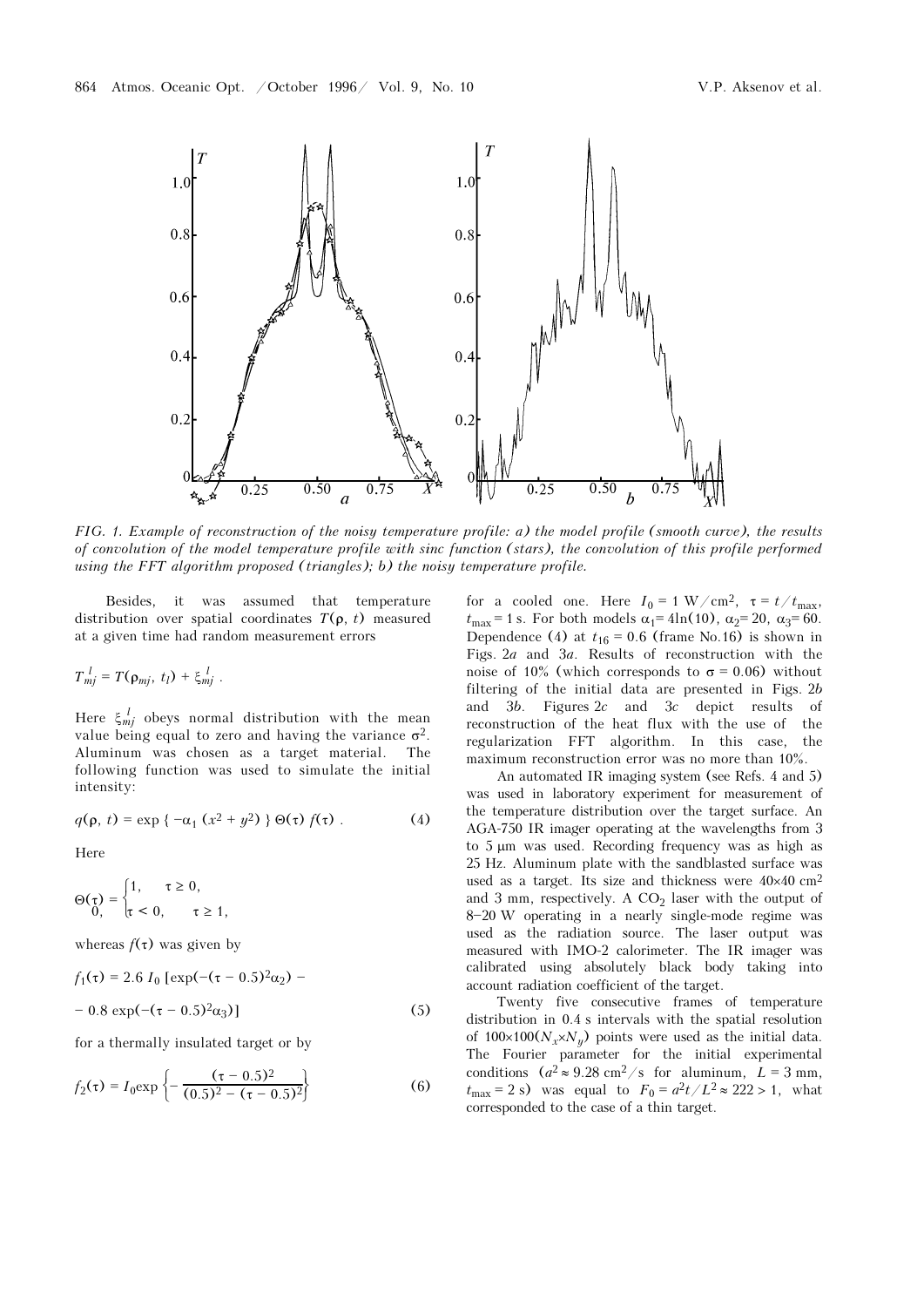*FIG. 1. Example of reconstruction of the noisy temperature profile: a) the model profile (smooth curve), the results of convolution of the model temperature profile with sinc function (stars), the convolution of this profile performed using the FFT algorithm proposed (triangles); b) the noisy temperature profile.*

Besides, it was assumed that temperature distribution over spatial coordinates $T(\rho, t)$ measured at a given time had random measurement errors

$$T_{mj}^{l} = T(\rho_{mj}, t_l) + \xi_{mj}^{l} .$$

Here $\xi_{mj}^{l}$ obeys normal distribution with the mean value being equal to zero and having the variance $\sigma^2$. Aluminum was chosen as a target material. The following function was used to simulate the initial intensity:

$$q(\rho, t) = \exp \{ -\alpha_1 (x^2 + y^2) \} \Theta(\tau) f(\tau) . \tag{4}$$

Here

$$\Theta(\tau) = \begin{cases} 1, & \tau \geq 0, \\ 0, & \tau < 0, \quad \tau \geq 1, \end{cases}$$

whereas $f(\tau)$ was given by

$$f_1(\tau) = 2.6 \, I_0 \, [\exp(-(\tau - 0.5)^2\alpha_2) - $$

$$- 0.8 \exp(-(\tau - 0.5)^2\alpha_3)] \tag{5}$$

for a thermally insulated target or by

$$f_2(\tau) = I_0 \exp \left\{ - \frac{(\tau - 0.5)^2}{(0.5)^2 - (\tau - 0.5)^2} \right\} \tag{6}$$

for a cooled one. Here $I_0 = 1$ W/cm$^2$, $\tau = t/t_{\max}$, $t_{\max} = 1$ s. For both models $\alpha_1 = 4\ln(10)$, $\alpha_2 = 20$, $\alpha_3 = 60$. Dependence (4) at $t_{16} = 0.6$ (frame No.16) is shown in Figs. 2*a* and 3*a*. Results of reconstruction with the noise of 10% (which corresponds to $\sigma = 0.06$) without filtering of the initial data are presented in Figs. 2*b* and 3*b*. Figures 2*c* and 3*c* depict results of reconstruction of the heat flux with the use of the regularization FFT algorithm. In this case, the maximum reconstruction error was no more than 10%.

An automated IR imaging system (see Refs. 4 and 5) was used in laboratory experiment for measurement of the temperature distribution over the target surface. An AGA-750 IR imager operating at the wavelengths from 3 to 5 μm was used. Recording frequency was as high as 25 Hz. Aluminum plate with the sandblasted surface was used as a target. Its size and thickness were 40×40 cm$^2$ and 3 mm, respectively. A $CO_2$ laser with the output of 8–20 W operating in a nearly single-mode regime was used as the radiation source. The laser output was measured with IMO-2 calorimeter. The IR imager was calibrated using absolutely black body taking into account radiation coefficient of the target.

Twenty five consecutive frames of temperature distribution in 0.4 s intervals with the spatial resolution of 100×100($N_x$×$N_y$) points were used as the initial data. The Fourier parameter for the initial experimental conditions ($a^2 \approx 9.28$ cm$^2$/s for aluminum, $L = 3$ mm, $t_{\max} = 2$ s) was equal to $F_0 = a^2t/L^2 \approx 222 > 1$, what corresponded to the case of a thin target.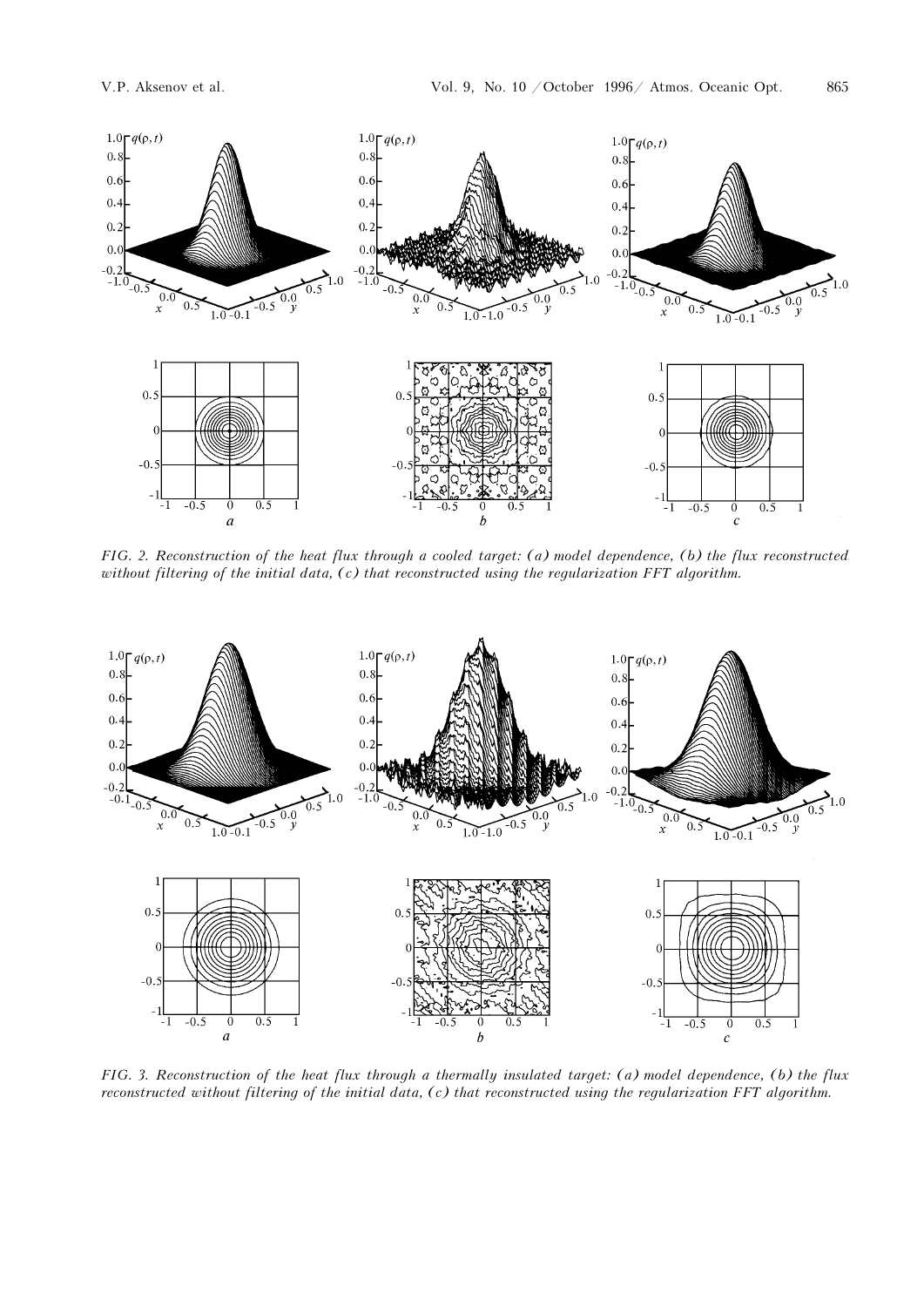FIG. 2. *Reconstruction of the heat flux through a cooled target: (a) model dependence, (b) the flux reconstructed without filtering of the initial data, (c) that reconstructed using the regularization FFT algorithm.*

FIG. 3. *Reconstruction of the heat flux through a thermally insulated target: (a) model dependence, (b) the flux reconstructed without filtering of the initial data, (c) that reconstructed using the regularization FFT algorithm.*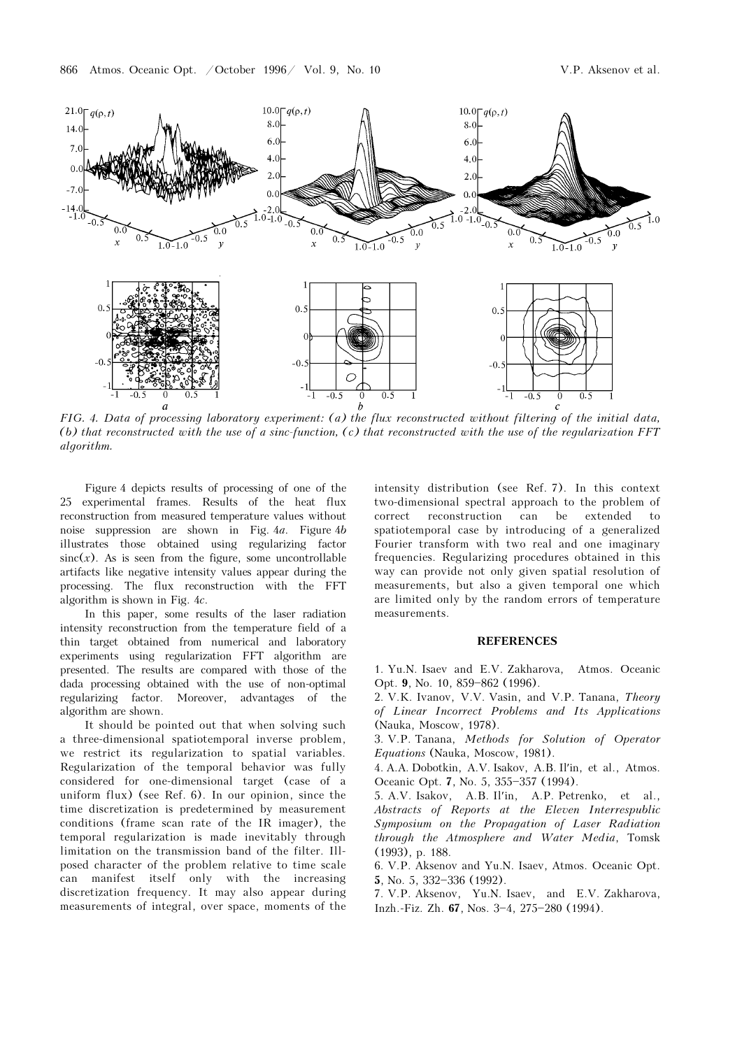$q(\rho, t)$

21.0
14.0
7.0
0.0
-7.0
-14.0

-1.0 -0.5 0.0 0.5 1.0 $x$

-1.0 -0.5 0.0 0.5 1.0 $y$

$q(\rho, t)$

10.0
8.0
6.0
4.0
2.0
0.0
-2.0

-1.0 -0.5 0.0 0.5 1.0 $x$

-1.0 -0.5 0.0 0.5 1.0 $y$

$q(\rho, t)$

10.0
8.0
6.0
4.0
2.0
0.0
-2.0

-1.0 -0.5 0.0 0.5 1.0 $x$

-1.0 -0.5 0.0 0.5 1.0 $y$

1
0.5
0
-0.5
-1

-1 -0.5 0 0.5 1

*a*

1
0.5
0
-0.5
-1

-1 -0.5 0 0.5 1

*b*

1
0.5
0
-0.5
-1

-1 -0.5 0 0.5 1

*c*

*FIG. 4. Data of processing laboratory experiment: (a) the flux reconstructed without filtering of the initial data, (b) that reconstructed with the use of a sinc-function, (c) that reconstructed with the use of the regularization FFT algorithm.*

Figure 4 depicts results of processing of one of the 25 experimental frames. Results of the heat flux reconstruction from measured temperature values without noise suppression are shown in Fig. 4*a*. Figure 4*b* illustrates those obtained using regularizing factor $\text{sinc}(x)$. As is seen from the figure, some uncontrollable artifacts like negative intensity values appear during the processing. The flux reconstruction with the FFT algorithm is shown in Fig. 4*c*.

In this paper, some results of the laser radiation intensity reconstruction from the temperature field of a thin target obtained from numerical and laboratory experiments using regularization FFT algorithm are presented. The results are compared with those of the dada processing obtained with the use of non-optimal regularizing factor. Moreover, advantages of the algorithm are shown.

It should be pointed out that when solving such a three-dimensional spatiotemporal inverse problem, we restrict its regularization to spatial variables. Regularization of the temporal behavior was fully considered for one-dimensional target (case of a uniform flux) (see Ref. 6). In our opinion, since the time discretization is predetermined by measurement conditions (frame scan rate of the IR imager), the temporal regularization is made inevitably through limitation on the transmission band of the filter. Ill-posed character of the problem relative to time scale can manifest itself only with the increasing discretization frequency. It may also appear during measurements of integral, over space, moments of the intensity distribution (see Ref. 7). In this context two-dimensional spectral approach to the problem of correct reconstruction can be extended to spatiotemporal case by introducing of a generalized Fourier transform with two real and one imaginary frequencies. Regularizing procedures obtained in this way can provide not only given spatial resolution of measurements, but also a given temporal one which are limited only by the random errors of temperature measurements.

## REFERENCES

1. Yu.N. Isaev and E.V. Zakharova, Atmos. Oceanic Opt. **9**, No. 10, 859–862 (1996).
2. V.K. Ivanov, V.V. Vasin, and V.P. Tanana, *Theory of Linear Incorrect Problems and Its Applications* (Nauka, Moscow, 1978).
3. V.P. Tanana, *Methods for Solution of Operator Equations* (Nauka, Moscow, 1981).
4. A.A. Dobotkin, A.V. Isakov, A.B. Il'in, et al., Atmos. Oceanic Opt. **7**, No. 5, 355–357 (1994).
5. A.V. Isakov, A.B. Il'in, A.P. Petrenko, et al., *Abstracts of Reports at the Eleven Interrepublic Symposium on the Propagation of Laser Radiation through the Atmosphere and Water Media*, Tomsk (1993), p. 188.
6. V.P. Aksenov and Yu.N. Isaev, Atmos. Oceanic Opt. **5**, No. 5, 332–336 (1992).
7. V.P. Aksenov, Yu.N. Isaev, and E.V. Zakharova, Inzh.-Fiz. Zh. **67**, Nos. 3–4, 275–280 (1994).